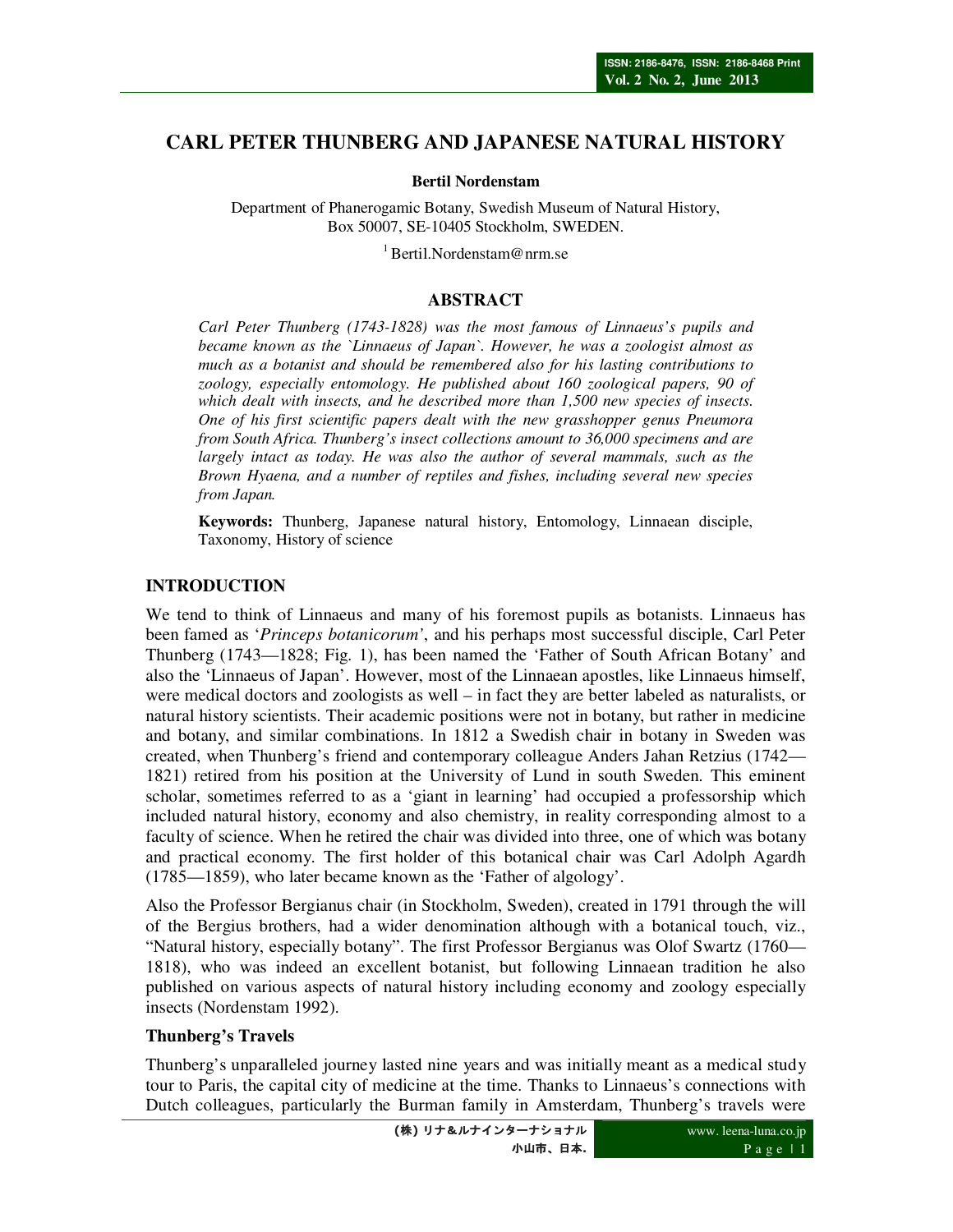# CARL PETER THUNBERG AND JAPANESE NATURAL HISTORY

**Bertil Nordenstam**

Department of Phanerogamic Botany, Swedish Museum of Natural History, Box 50007, SE-10405 Stockholm, SWEDEN.

[1] Bertil.Nordenstam@nrm.se

## ABSTRACT

*Carl Peter Thunberg (1743-1828) was the most famous of Linnaeus's pupils and became known as the `Linnaeus of Japan`. However, he was a zoologist almost as much as a botanist and should be remembered also for his lasting contributions to zoology, especially entomology. He published about 160 zoological papers, 90 of which dealt with insects, and he described more than 1,500 new species of insects. One of his first scientific papers dealt with the new grasshopper genus Pneumora from South Africa. Thunberg's insect collections amount to 36,000 specimens and are largely intact as today. He was also the author of several mammals, such as the Brown Hyaena, and a number of reptiles and fishes, including several new species from Japan.*

**Keywords:** Thunberg, Japanese natural history, Entomology, Linnaean disciple, Taxonomy, History of science

## INTRODUCTION

We tend to think of Linnaeus and many of his foremost pupils as botanists. Linnaeus has been famed as '*Princeps botanicorum*', and his perhaps most successful disciple, Carl Peter Thunberg (1743—1828; Fig. 1), has been named the 'Father of South African Botany' and also the 'Linnaeus of Japan'. However, most of the Linnaean apostles, like Linnaeus himself, were medical doctors and zoologists as well – in fact they are better labeled as naturalists, or natural history scientists. Their academic positions were not in botany, but rather in medicine and botany, and similar combinations. In 1812 a Swedish chair in botany in Sweden was created, when Thunberg's friend and contemporary colleague Anders Jahan Retzius (1742—1821) retired from his position at the University of Lund in south Sweden. This eminent scholar, sometimes referred to as a 'giant in learning' had occupied a professorship which included natural history, economy and also chemistry, in reality corresponding almost to a faculty of science. When he retired the chair was divided into three, one of which was botany and practical economy. The first holder of this botanical chair was Carl Adolph Agardh (1785—1859), who later became known as the 'Father of algology'.

Also the Professor Bergianus chair (in Stockholm, Sweden), created in 1791 through the will of the Bergius brothers, had a wider denomination although with a botanical touch, viz., "Natural history, especially botany". The first Professor Bergianus was Olof Swartz (1760—1818), who was indeed an excellent botanist, but following Linnaean tradition he also published on various aspects of natural history including economy and zoology especially insects (Nordenstam 1992).

### Thunberg's Travels

Thunberg's unparalleled journey lasted nine years and was initially meant as a medical study tour to Paris, the capital city of medicine at the time. Thanks to Linnaeus's connections with Dutch colleagues, particularly the Burman family in Amsterdam, Thunberg's travels were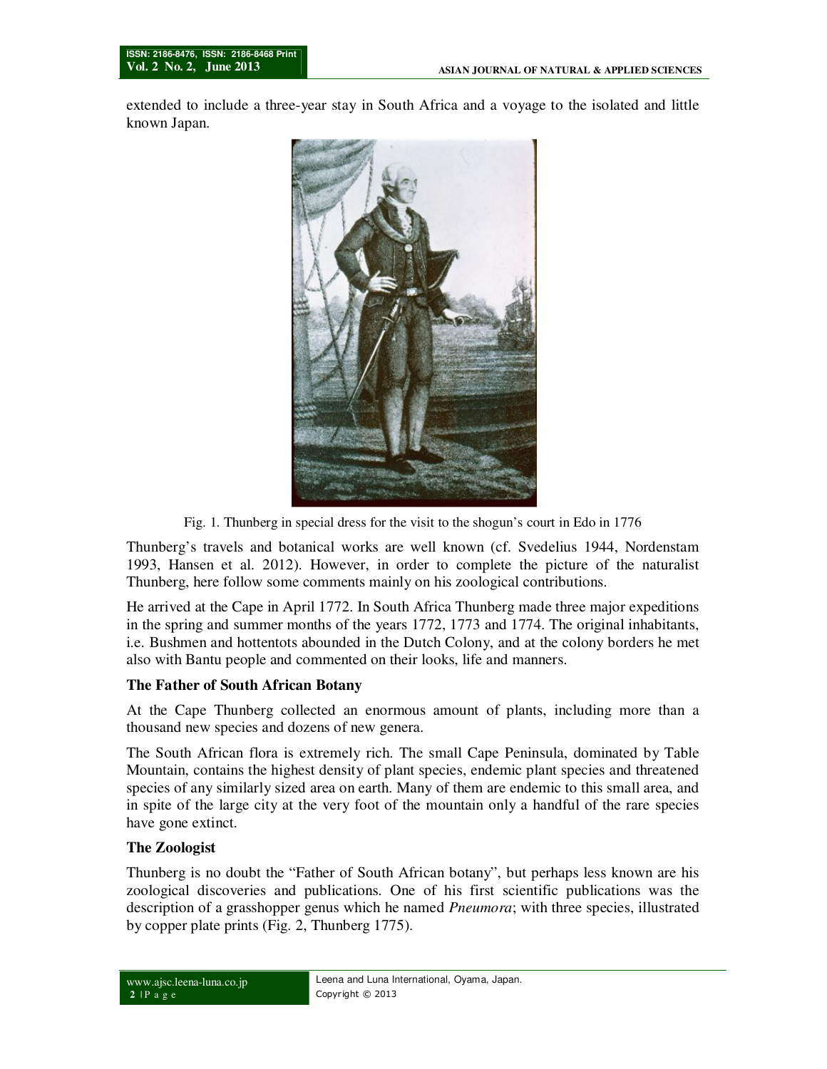extended to include a three-year stay in South Africa and a voyage to the isolated and little known Japan.

Fig. 1. Thunberg in special dress for the visit to the shogun's court in Edo in 1776

Thunberg's travels and botanical works are well known (cf. Svedelius 1944, Nordenstam 1993, Hansen et al. 2012). However, in order to complete the picture of the naturalist Thunberg, here follow some comments mainly on his zoological contributions.

He arrived at the Cape in April 1772. In South Africa Thunberg made three major expeditions in the spring and summer months of the years 1772, 1773 and 1774. The original inhabitants, i.e. Bushmen and hottentots abounded in the Dutch Colony, and at the colony borders he met also with Bantu people and commented on their looks, life and manners.

### The Father of South African Botany

At the Cape Thunberg collected an enormous amount of plants, including more than a thousand new species and dozens of new genera.

The South African flora is extremely rich. The small Cape Peninsula, dominated by Table Mountain, contains the highest density of plant species, endemic plant species and threatened species of any similarly sized area on earth. Many of them are endemic to this small area, and in spite of the large city at the very foot of the mountain only a handful of the rare species have gone extinct.

### The Zoologist

Thunberg is no doubt the "Father of South African botany", but perhaps less known are his zoological discoveries and publications. One of his first scientific publications was the description of a grasshopper genus which he named *Pneumora*; with three species, illustrated by copper plate prints (Fig. 2, Thunberg 1775).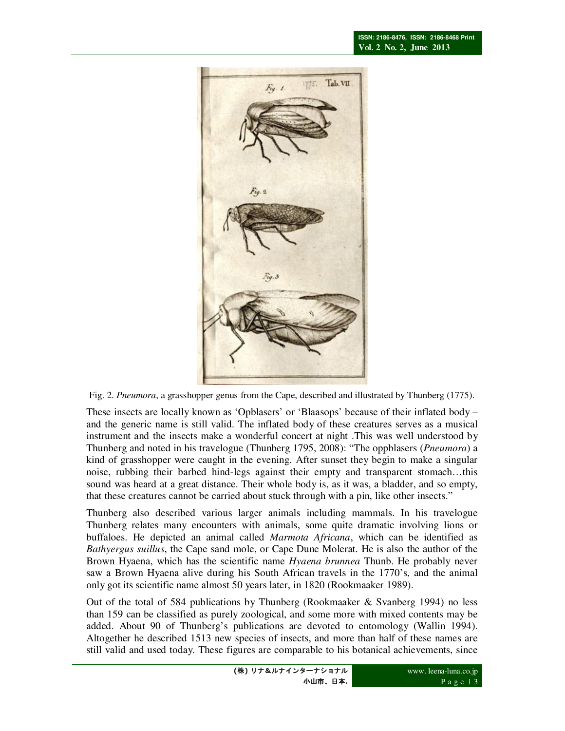Fig. 2. *Pneumora*, a grasshopper genus from the Cape, described and illustrated by Thunberg (1775).

These insects are locally known as 'Opblasers' or 'Blaasops' because of their inflated body – and the generic name is still valid. The inflated body of these creatures serves as a musical instrument and the insects make a wonderful concert at night .This was well understood by Thunberg and noted in his travelogue (Thunberg 1795, 2008): "The oppblasers (*Pneumora*) a kind of grasshopper were caught in the evening. After sunset they begin to make a singular noise, rubbing their barbed hind-legs against their empty and transparent stomach…this sound was heard at a great distance. Their whole body is, as it was, a bladder, and so empty, that these creatures cannot be carried about stuck through with a pin, like other insects."

Thunberg also described various larger animals including mammals. In his travelogue Thunberg relates many encounters with animals, some quite dramatic involving lions or buffaloes. He depicted an animal called *Marmota Africana*, which can be identified as *Bathyergus suillus*, the Cape sand mole, or Cape Dune Molerat. He is also the author of the Brown Hyaena, which has the scientific name *Hyaena brunnea* Thunb. He probably never saw a Brown Hyaena alive during his South African travels in the 1770's, and the animal only got its scientific name almost 50 years later, in 1820 (Rookmaaker 1989).

Out of the total of 584 publications by Thunberg (Rookmaaker & Svanberg 1994) no less than 159 can be classified as purely zoological, and some more with mixed contents may be added. About 90 of Thunberg's publications are devoted to entomology (Wallin 1994). Altogether he described 1513 new species of insects, and more than half of these names are still valid and used today. These figures are comparable to his botanical achievements, since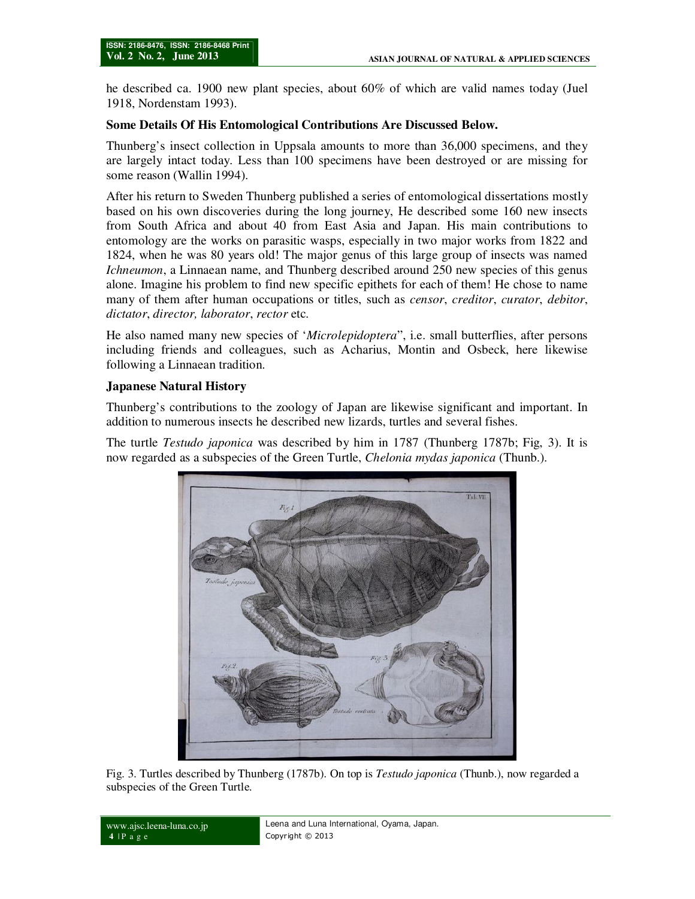he described ca. 1900 new plant species, about 60% of which are valid names today (Juel 1918, Nordenstam 1993).

**Some Details Of His Entomological Contributions Are Discussed Below.**

Thunberg's insect collection in Uppsala amounts to more than 36,000 specimens, and they are largely intact today. Less than 100 specimens have been destroyed or are missing for some reason (Wallin 1994).

After his return to Sweden Thunberg published a series of entomological dissertations mostly based on his own discoveries during the long journey, He described some 160 new insects from South Africa and about 40 from East Asia and Japan. His main contributions to entomology are the works on parasitic wasps, especially in two major works from 1822 and 1824, when he was 80 years old! The major genus of this large group of insects was named *Ichneumon*, a Linnaean name, and Thunberg described around 250 new species of this genus alone. Imagine his problem to find new specific epithets for each of them! He chose to name many of them after human occupations or titles, such as *censor*, *creditor*, *curator*, *debitor*, *dictator*, *director, laborator*, *rector* etc.

He also named many new species of '*Microlepidoptera*", i.e. small butterflies, after persons including friends and colleagues, such as Acharius, Montin and Osbeck, here likewise following a Linnaean tradition.

**Japanese Natural History**

Thunberg's contributions to the zoology of Japan are likewise significant and important. In addition to numerous insects he described new lizards, turtles and several fishes.

The turtle *Testudo japonica* was described by him in 1787 (Thunberg 1787b; Fig, 3). It is now regarded as a subspecies of the Green Turtle, *Chelonia mydas japonica* (Thunb.).

Fig. 3. Turtles described by Thunberg (1787b). On top is *Testudo japonica* (Thunb.), now regarded a subspecies of the Green Turtle.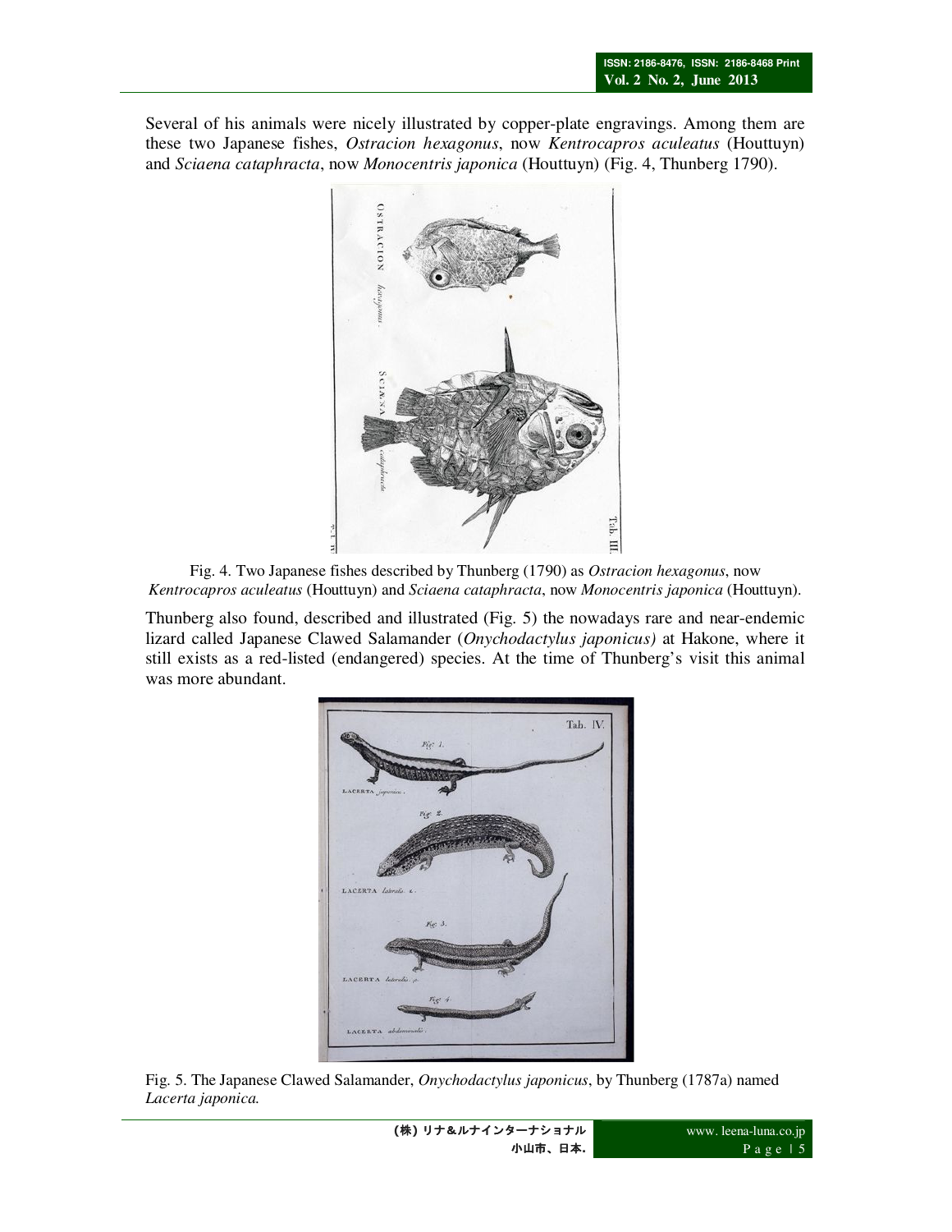Several of his animals were nicely illustrated by copper-plate engravings. Among them are these two Japanese fishes, *Ostracion hexagonus*, now *Kentrocapros aculeatus* (Houttuyn) and *Sciaena cataphracta*, now *Monocentris japonica* (Houttuyn) (Fig. 4, Thunberg 1790).

Fig. 4. Two Japanese fishes described by Thunberg (1790) as *Ostracion hexagonus*, now *Kentrocapros aculeatus* (Houttuyn) and *Sciaena cataphracta*, now *Monocentris japonica* (Houttuyn).

Thunberg also found, described and illustrated (Fig. 5) the nowadays rare and near-endemic lizard called Japanese Clawed Salamander (*Onychodactylus japonicus)* at Hakone, where it still exists as a red-listed (endangered) species. At the time of Thunberg's visit this animal was more abundant.

Fig. 5. The Japanese Clawed Salamander, *Onychodactylus japonicus*, by Thunberg (1787a) named *Lacerta japonica.*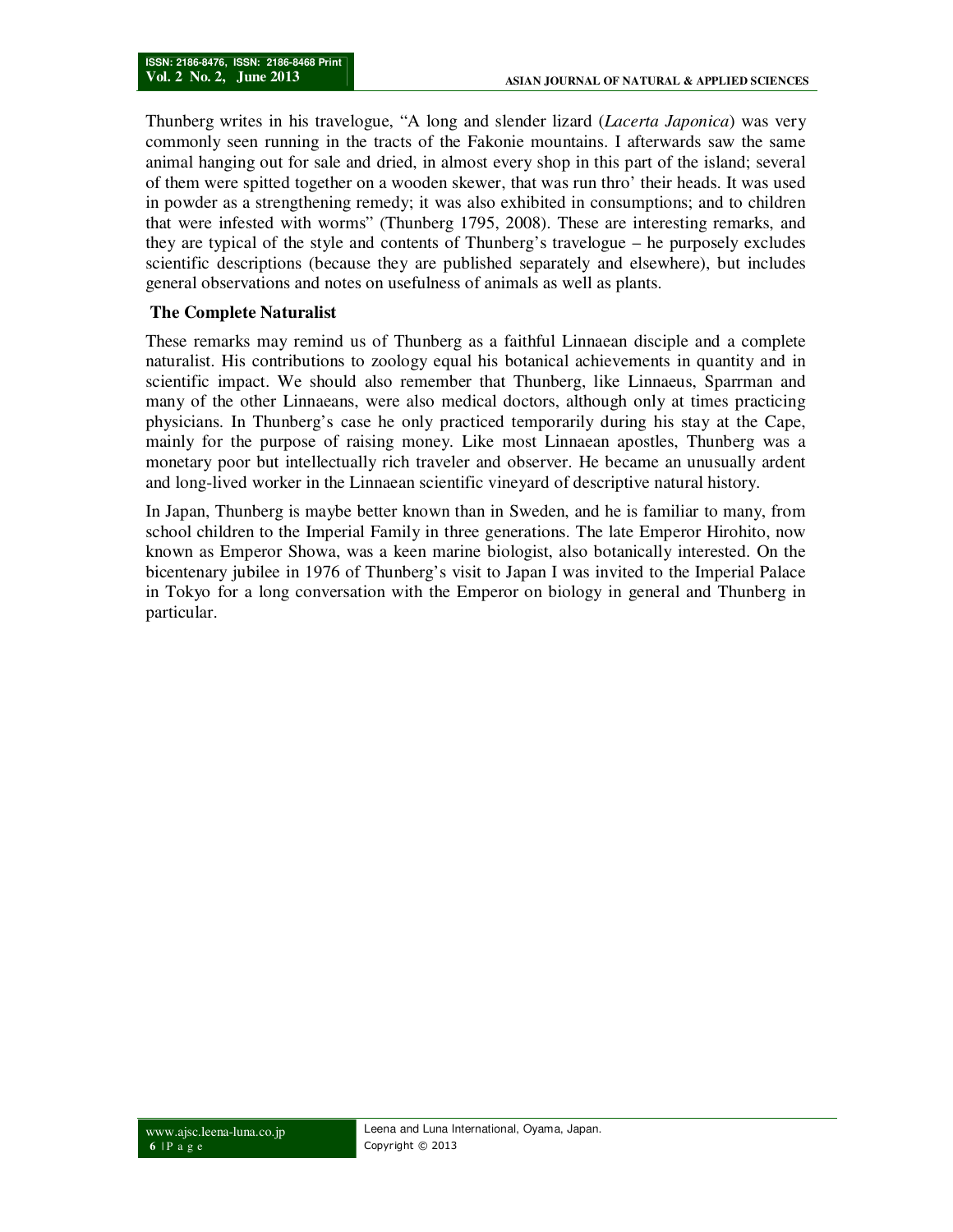Thunberg writes in his travelogue, "A long and slender lizard (*Lacerta Japonica*) was very commonly seen running in the tracts of the Fakonie mountains. I afterwards saw the same animal hanging out for sale and dried, in almost every shop in this part of the island; several of them were spitted together on a wooden skewer, that was run thro' their heads. It was used in powder as a strengthening remedy; it was also exhibited in consumptions; and to children that were infested with worms" (Thunberg 1795, 2008). These are interesting remarks, and they are typical of the style and contents of Thunberg's travelogue – he purposely excludes scientific descriptions (because they are published separately and elsewhere), but includes general observations and notes on usefulness of animals as well as plants.

**The Complete Naturalist**

These remarks may remind us of Thunberg as a faithful Linnaean disciple and a complete naturalist. His contributions to zoology equal his botanical achievements in quantity and in scientific impact. We should also remember that Thunberg, like Linnaeus, Sparrman and many of the other Linnaeans, were also medical doctors, although only at times practicing physicians. In Thunberg's case he only practiced temporarily during his stay at the Cape, mainly for the purpose of raising money. Like most Linnaean apostles, Thunberg was a monetary poor but intellectually rich traveler and observer. He became an unusually ardent and long-lived worker in the Linnaean scientific vineyard of descriptive natural history.

In Japan, Thunberg is maybe better known than in Sweden, and he is familiar to many, from school children to the Imperial Family in three generations. The late Emperor Hirohito, now known as Emperor Showa, was a keen marine biologist, also botanically interested. On the bicentenary jubilee in 1976 of Thunberg's visit to Japan I was invited to the Imperial Palace in Tokyo for a long conversation with the Emperor on biology in general and Thunberg in particular.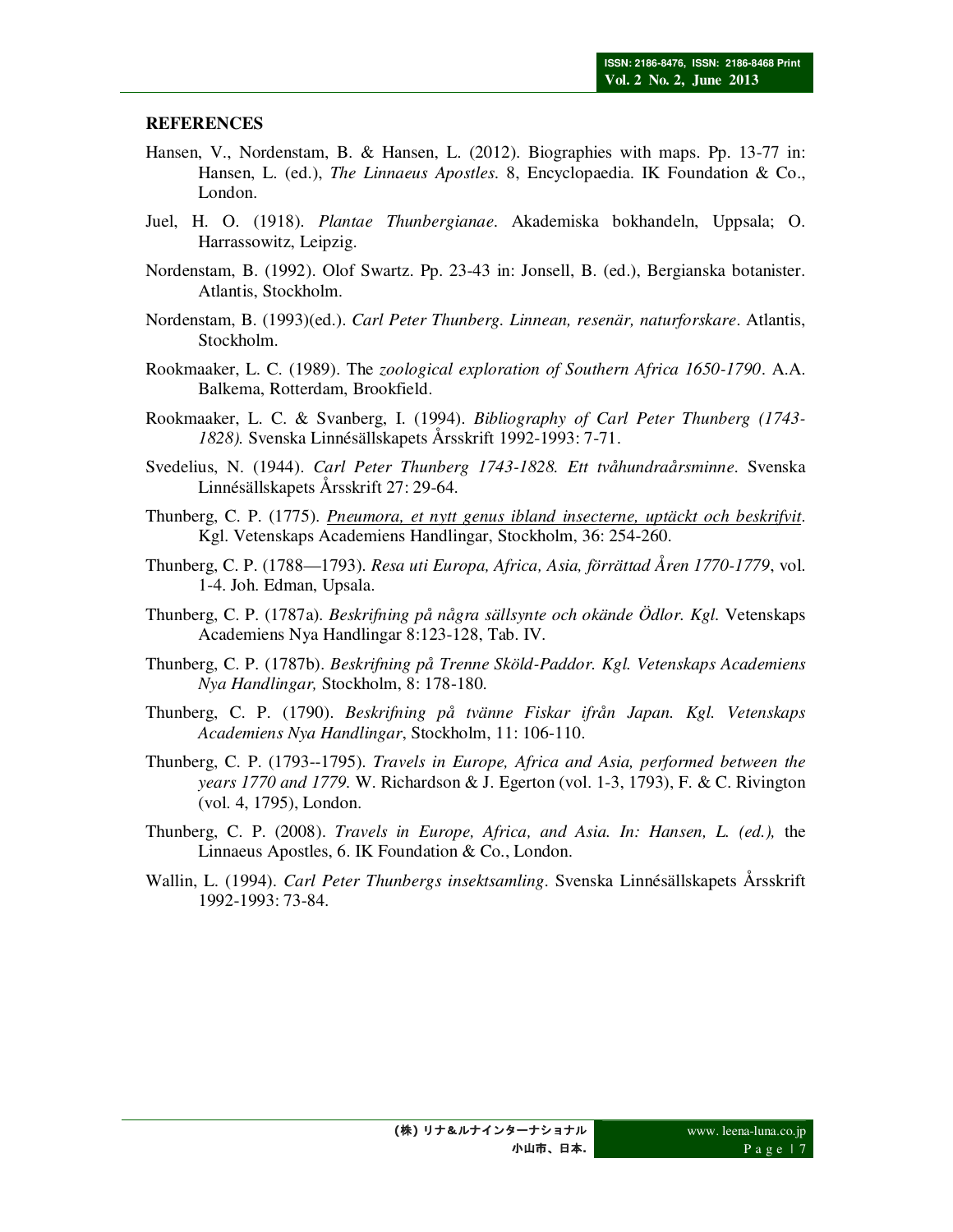**REFERENCES**

Hansen, V., Nordenstam, B. & Hansen, L. (2012). Biographies with maps. Pp. 13-77 in: Hansen, L. (ed.), *The Linnaeus Apostles*. 8, Encyclopaedia. IK Foundation & Co., London.

Juel, H. O. (1918). *Plantae Thunbergianae*. Akademiska bokhandeln, Uppsala; O. Harrassowitz, Leipzig.

Nordenstam, B. (1992). Olof Swartz. Pp. 23-43 in: Jonsell, B. (ed.), Bergianska botanister. Atlantis, Stockholm.

Nordenstam, B. (1993)(ed.). *Carl Peter Thunberg. Linnean, resenär, naturforskare*. Atlantis, Stockholm.

Rookmaaker, L. C. (1989). The *zoological exploration of Southern Africa 1650-1790*. A.A. Balkema, Rotterdam, Brookfield.

Rookmaaker, L. C. & Svanberg, I. (1994). *Bibliography of Carl Peter Thunberg (1743-1828).* Svenska Linnésällskapets Årsskrift 1992-1993: 7-71.

Svedelius, N. (1944). *Carl Peter Thunberg 1743-1828. Ett tvåhundraårsminne*. Svenska Linnésällskapets Årsskrift 27: 29-64.

Thunberg, C. P. (1775). *Pneumora, et nytt genus ibland insecterne, uptäckt och beskrifvit*. Kgl. Vetenskaps Academiens Handlingar, Stockholm, 36: 254-260.

Thunberg, C. P. (1788—1793). *Resa uti Europa, Africa, Asia, förrättad Åren 1770-1779*, vol. 1-4. Joh. Edman, Upsala.

Thunberg, C. P. (1787a). *Beskrifning på några sällsynte och okände Ödlor. Kgl.* Vetenskaps Academiens Nya Handlingar 8:123-128, Tab. IV.

Thunberg, C. P. (1787b). *Beskrifning på Trenne Sköld-Paddor. Kgl. Vetenskaps Academiens Nya Handlingar,* Stockholm, 8: 178-180.

Thunberg, C. P. (1790). *Beskrifning på tvänne Fiskar ifrån Japan. Kgl. Vetenskaps Academiens Nya Handlingar*, Stockholm, 11: 106-110.

Thunberg, C. P. (1793--1795). *Travels in Europe, Africa and Asia, performed between the years 1770 and 1779.* W. Richardson & J. Egerton (vol. 1-3, 1793), F. & C. Rivington (vol. 4, 1795), London.

Thunberg, C. P. (2008). *Travels in Europe, Africa, and Asia. In: Hansen, L. (ed.),* the Linnaeus Apostles, 6. IK Foundation & Co., London.

Wallin, L. (1994). *Carl Peter Thunbergs insektsamling*. Svenska Linnésällskapets Årsskrift 1992-1993: 73-84.